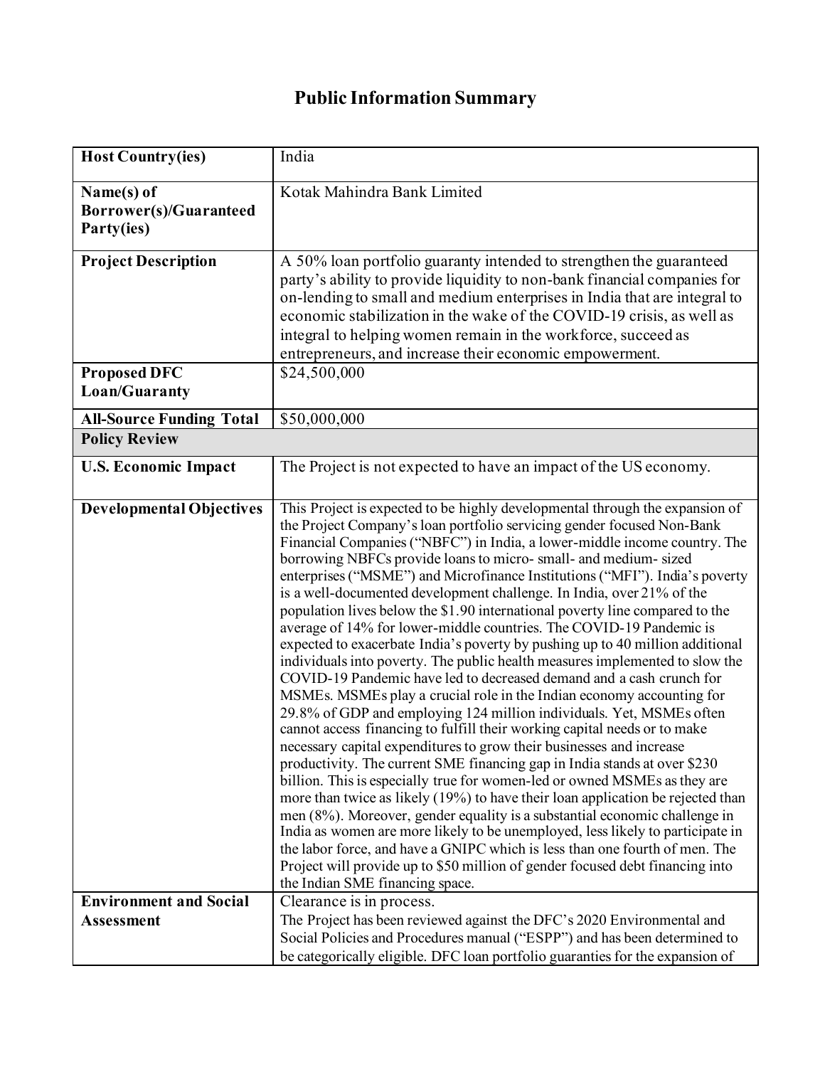# Public Information Summary

| | |
|---|---|
| **Host Country(ies)** | India |
| **Name(s) of Borrower(s)/Guaranteed Party(ies)** | Kotak Mahindra Bank Limited |
| **Project Description** | A 50% loan portfolio guaranty intended to strengthen the guaranteed party's ability to provide liquidity to non-bank financial companies for on-lending to small and medium enterprises in India that are integral to economic stabilization in the wake of the COVID-19 crisis, as well as integral to helping women remain in the workforce, succeed as entrepreneurs, and increase their economic empowerment. |
| **Proposed DFC Loan/Guaranty** | $24,500,000 |
| **All-Source Funding Total** | $50,000,000 |
| **Policy Review** | |
| **U.S. Economic Impact** | The Project is not expected to have an impact of the US economy. |
| **Developmental Objectives** | This Project is expected to be highly developmental through the expansion of the Project Company's loan portfolio servicing gender focused Non-Bank Financial Companies ("NBFC") in India, a lower-middle income country. The borrowing NBFCs provide loans to micro- small- and medium- sized enterprises ("MSME") and Microfinance Institutions ("MFI"). India's poverty is a well-documented development challenge. In India, over 21% of the population lives below the $1.90 international poverty line compared to the average of 14% for lower-middle countries. The COVID-19 Pandemic is expected to exacerbate India's poverty by pushing up to 40 million additional individuals into poverty. The public health measures implemented to slow the COVID-19 Pandemic have led to decreased demand and a cash crunch for MSMEs. MSMEs play a crucial role in the Indian economy accounting for 29.8% of GDP and employing 124 million individuals. Yet, MSMEs often cannot access financing to fulfill their working capital needs or to make necessary capital expenditures to grow their businesses and increase productivity. The current SME financing gap in India stands at over $230 billion. This is especially true for women-led or owned MSMEs as they are more than twice as likely (19%) to have their loan application be rejected than men (8%). Moreover, gender equality is a substantial economic challenge in India as women are more likely to be unemployed, less likely to participate in the labor force, and have a GNIPC which is less than one fourth of men. The Project will provide up to $50 million of gender focused debt financing into the Indian SME financing space. |
| **Environment and Social Assessment** | Clearance is in process.<br>The Project has been reviewed against the DFC's 2020 Environmental and Social Policies and Procedures manual ("ESPP") and has been determined to be categorically eligible. DFC loan portfolio guaranties for the expansion of |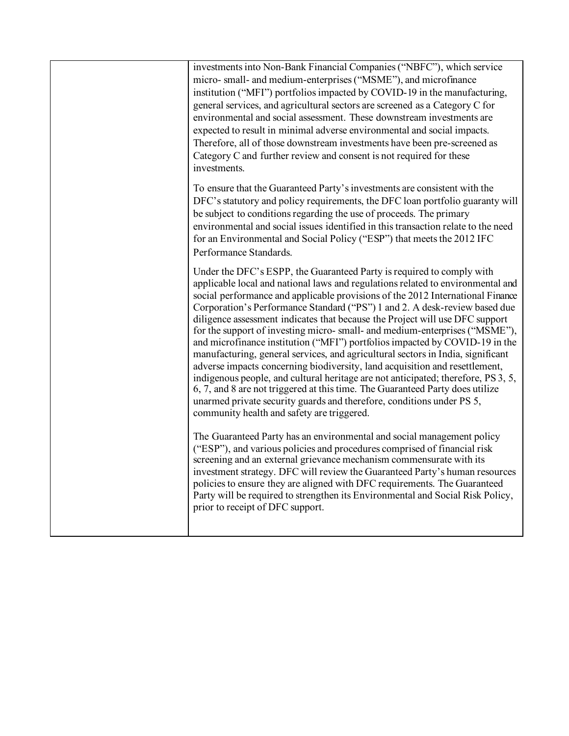| | |
|---|---|
| | investments into Non-Bank Financial Companies ("NBFC"), which service micro- small- and medium-enterprises ("MSME"), and microfinance institution ("MFI") portfolios impacted by COVID-19 in the manufacturing, general services, and agricultural sectors are screened as a Category C for environmental and social assessment. These downstream investments are expected to result in minimal adverse environmental and social impacts. Therefore, all of those downstream investments have been pre-screened as Category C and further review and consent is not required for these investments.<br><br>To ensure that the Guaranteed Party's investments are consistent with the DFC's statutory and policy requirements, the DFC loan portfolio guaranty will be subject to conditions regarding the use of proceeds. The primary environmental and social issues identified in this transaction relate to the need for an Environmental and Social Policy ("ESP") that meets the 2012 IFC Performance Standards.<br><br>Under the DFC's ESPP, the Guaranteed Party is required to comply with applicable local and national laws and regulations related to environmental and social performance and applicable provisions of the 2012 International Finance Corporation's Performance Standard ("PS") 1 and 2. A desk-review based due diligence assessment indicates that because the Project will use DFC support for the support of investing micro- small- and medium-enterprises ("MSME"), and microfinance institution ("MFI") portfolios impacted by COVID-19 in the manufacturing, general services, and agricultural sectors in India, significant adverse impacts concerning biodiversity, land acquisition and resettlement, indigenous people, and cultural heritage are not anticipated; therefore, PS 3, 5, 6, 7, and 8 are not triggered at this time. The Guaranteed Party does utilize unarmed private security guards and therefore, conditions under PS 5, community health and safety are triggered.<br><br>The Guaranteed Party has an environmental and social management policy ("ESP"), and various policies and procedures comprised of financial risk screening and an external grievance mechanism commensurate with its investment strategy. DFC will review the Guaranteed Party's human resources policies to ensure they are aligned with DFC requirements. The Guaranteed Party will be required to strengthen its Environmental and Social Risk Policy, prior to receipt of DFC support. |